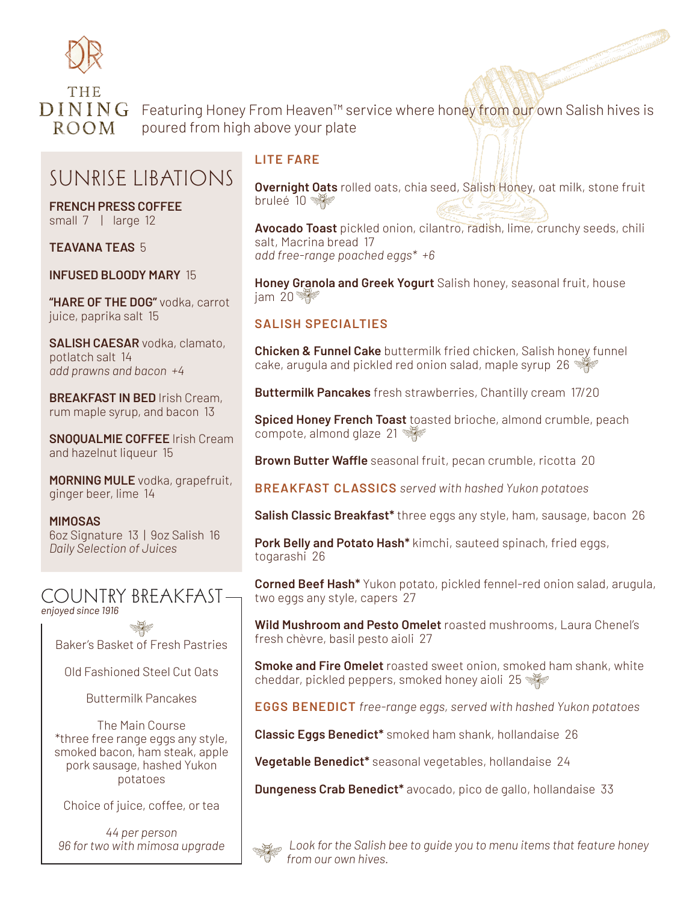# THE DINING ROOM

Featuring Honey From Heaven™ service where honey from our own Salish hives is poured from high above your plate

## SUNRISE LIBATIONS

**FRENCH PRESS COFFEE**
small 7 | large 12

**TEAVANA TEAS** 5

**INFUSED BLOODY MARY** 15

**"HARE OF THE DOG"** vodka, carrot juice, paprika salt 15

**SALISH CAESAR** vodka, clamato, potlatch salt 14
*add prawns and bacon +4*

**BREAKFAST IN BED** Irish Cream, rum maple syrup, and bacon 13

**SNOQUALMIE COFFEE** Irish Cream and hazelnut liqueur 15

**MORNING MULE** vodka, grapefruit, ginger beer, lime 14

**MIMOSAS**
6oz Signature 13 | 9oz Salish 16
*Daily Selection of Juices*

## COUNTRY BREAKFAST

*enjoyed since 1916*

Baker's Basket of Fresh Pastries

Old Fashioned Steel Cut Oats

Buttermilk Pancakes

The Main Course
*three free range eggs any style, smoked bacon, ham steak, apple pork sausage, hashed Yukon potatoes

Choice of juice, coffee, or tea

*44 per person*
*96 for two with mimosa upgrade*

## LITE FARE

**Overnight Oats** rolled oats, chia seed, Salish Honey, oat milk, stone fruit bruleé 10

**Avocado Toast** pickled onion, cilantro, radish, lime, crunchy seeds, chili salt, Macrina bread 17
*add free-range poached eggs* +6*

**Honey Granola and Greek Yogurt** Salish honey, seasonal fruit, house jam 20

## SALISH SPECIALTIES

**Chicken & Funnel Cake** buttermilk fried chicken, Salish honey funnel cake, arugula and pickled red onion salad, maple syrup 26

**Buttermilk Pancakes** fresh strawberries, Chantilly cream 17/20

**Spiced Honey French Toast** toasted brioche, almond crumble, peach compote, almond glaze 21

**Brown Butter Waffle** seasonal fruit, pecan crumble, ricotta 20

## BREAKFAST CLASSICS *served with hashed Yukon potatoes*

**Salish Classic Breakfast*** three eggs any style, ham, sausage, bacon 26

**Pork Belly and Potato Hash*** kimchi, sauteed spinach, fried eggs, togarashi 26

**Corned Beef Hash*** Yukon potato, pickled fennel-red onion salad, arugula, two eggs any style, capers 27

**Wild Mushroom and Pesto Omelet** roasted mushrooms, Laura Chenel's fresh chèvre, basil pesto aioli 27

**Smoke and Fire Omelet** roasted sweet onion, smoked ham shank, white cheddar, pickled peppers, smoked honey aioli 25

## EGGS BENEDICT *free-range eggs, served with hashed Yukon potatoes*

**Classic Eggs Benedict*** smoked ham shank, hollandaise 26

**Vegetable Benedict*** seasonal vegetables, hollandaise 24

**Dungeness Crab Benedict*** avocado, pico de gallo, hollandaise 33

*Look for the Salish bee to guide you to menu items that feature honey from our own hives.*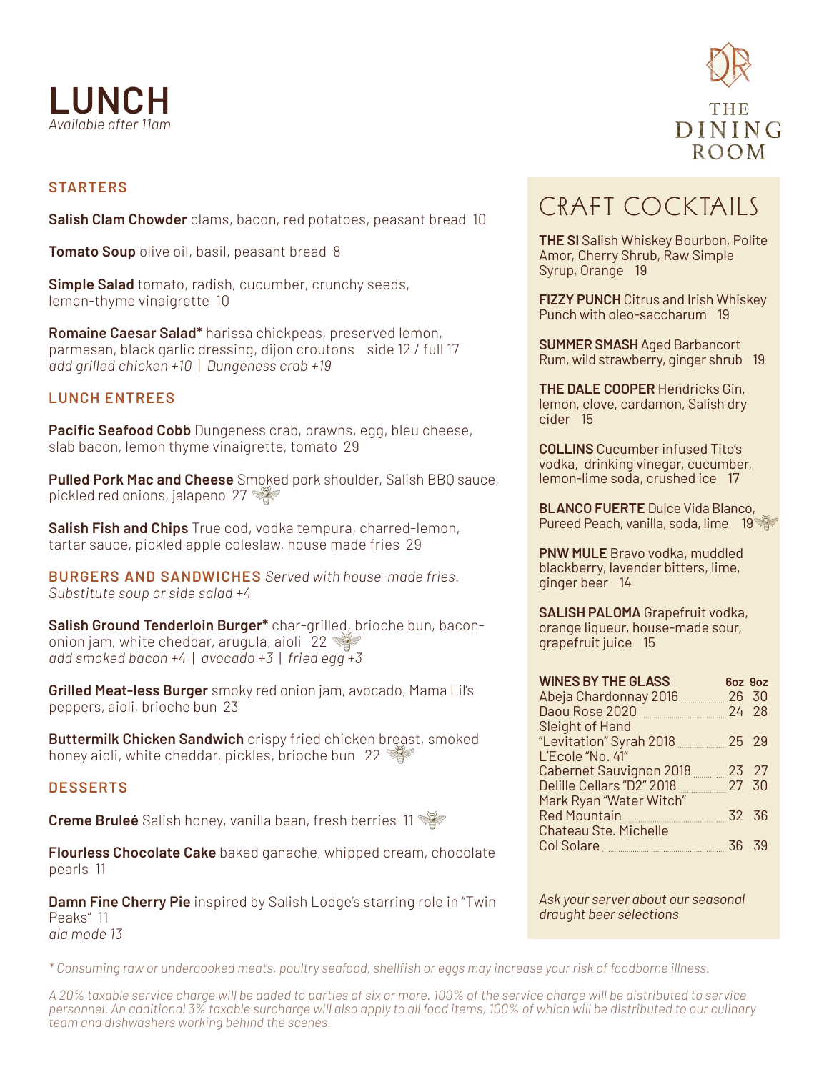# LUNCH

*Available after 11am*

THE DINING ROOM

## STARTERS

**Salish Clam Chowder** clams, bacon, red potatoes, peasant bread 10

**Tomato Soup** olive oil, basil, peasant bread 8

**Simple Salad** tomato, radish, cucumber, crunchy seeds, lemon-thyme vinaigrette 10

**Romaine Caesar Salad*** harissa chickpeas, preserved lemon, parmesan, black garlic dressing, dijon croutons side 12 / full 17
*add grilled chicken +10 | Dungeness crab +19*

## LUNCH ENTREES

**Pacific Seafood Cobb** Dungeness crab, prawns, egg, bleu cheese, slab bacon, lemon thyme vinaigrette, tomato 29

**Pulled Pork Mac and Cheese** Smoked pork shoulder, Salish BBQ sauce, pickled red onions, jalapeno 27

**Salish Fish and Chips** True cod, vodka tempura, charred-lemon, tartar sauce, pickled apple coleslaw, house made fries 29

## BURGERS AND SANDWICHES

*Served with house-made fries. Substitute soup or side salad +4*

**Salish Ground Tenderloin Burger*** char-grilled, brioche bun, bacon-onion jam, white cheddar, arugula, aioli 22
*add smoked bacon +4 | avocado +3 | fried egg +3*

**Grilled Meat-less Burger** smoky red onion jam, avocado, Mama Lil's peppers, aioli, brioche bun 23

**Buttermilk Chicken Sandwich** crispy fried chicken breast, smoked honey aioli, white cheddar, pickles, brioche bun 22

## DESSERTS

**Creme Bruleé** Salish honey, vanilla bean, fresh berries 11

**Flourless Chocolate Cake** baked ganache, whipped cream, chocolate pearls 11

**Damn Fine Cherry Pie** inspired by Salish Lodge's starring role in "Twin Peaks" 11
*ala mode 13*

## CRAFT COCKTAILS

**THE SI** Salish Whiskey Bourbon, Polite Amor, Cherry Shrub, Raw Simple Syrup, Orange 19

**FIZZY PUNCH** Citrus and Irish Whiskey Punch with oleo-saccharum 19

**SUMMER SMASH** Aged Barbancort Rum, wild strawberry, ginger shrub 19

**THE DALE COOPER** Hendricks Gin, lemon, clove, cardamon, Salish dry cider 15

**COLLINS** Cucumber infused Tito's vodka, drinking vinegar, cucumber, lemon-lime soda, crushed ice 17

**BLANCO FUERTE** Dulce Vida Blanco, Pureed Peach, vanilla, soda, lime 19

**PNW MULE** Bravo vodka, muddled blackberry, lavender bitters, lime, ginger beer 14

**SALISH PALOMA** Grapefruit vodka, orange liqueur, house-made sour, grapefruit juice 15

| WINES BY THE GLASS | 6oz | 9oz |
|---|---|---|
| Abeja Chardonnay 2016 | 26 | 30 |
| Daou Rose 2020 | 24 | 28 |
| Sleight of Hand "Levitation" Syrah 2018 | 25 | 29 |
| L'Ecole "No. 41" Cabernet Sauvignon 2018 | 23 | 27 |
| Delille Cellars "D2" 2018 | 27 | 30 |
| Mark Ryan "Water Witch" Red Mountain | 32 | 36 |
| Chateau Ste. Michelle Col Solare | 36 | 39 |

*Ask your server about our seasonal draught beer selections*

*\* Consuming raw or undercooked meats, poultry seafood, shellfish or eggs may increase your risk of foodborne illness.*

*A 20% taxable service charge will be added to parties of six or more. 100% of the service charge will be distributed to service personnel. An additional 3% taxable surcharge will also apply to all food items, 100% of which will be distributed to our culinary team and dishwashers working behind the scenes.*